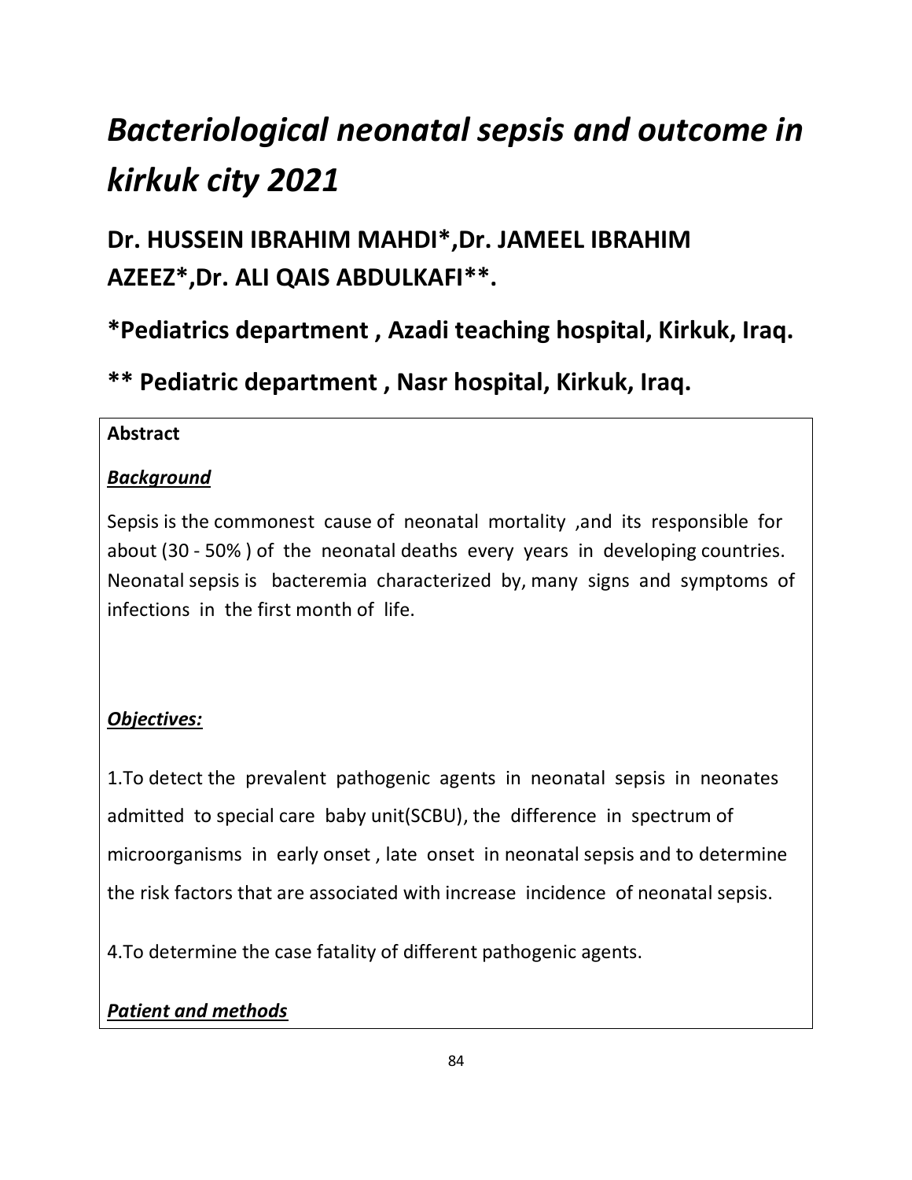# *Bacteriological neonatal sepsis and outcome in kirkuk city 2021*

## Dr. HUSSEIN IBRAHIM MAHDI*,Dr. JAMEEL IBRAHIM AZEEZ*,Dr. ALI QAIS ABDULKAFI**.

## *Pediatrics department , Azadi teaching hospital, Kirkuk, Iraq.

## ** Pediatric department , Nasr hospital, Kirkuk, Iraq.

**Abstract**

***Background***

Sepsis is the commonest cause of neonatal mortality ,and its responsible for about (30 - 50% ) of the neonatal deaths every years in developing countries. Neonatal sepsis is bacteremia characterized by, many signs and symptoms of infections in the first month of life.

***Objectives:***

1.To detect the prevalent pathogenic agents in neonatal sepsis in neonates admitted to special care baby unit(SCBU), the difference in spectrum of microorganisms in early onset , late onset in neonatal sepsis and to determine the risk factors that are associated with increase incidence of neonatal sepsis.

4.To determine the case fatality of different pathogenic agents.

***Patient and methods***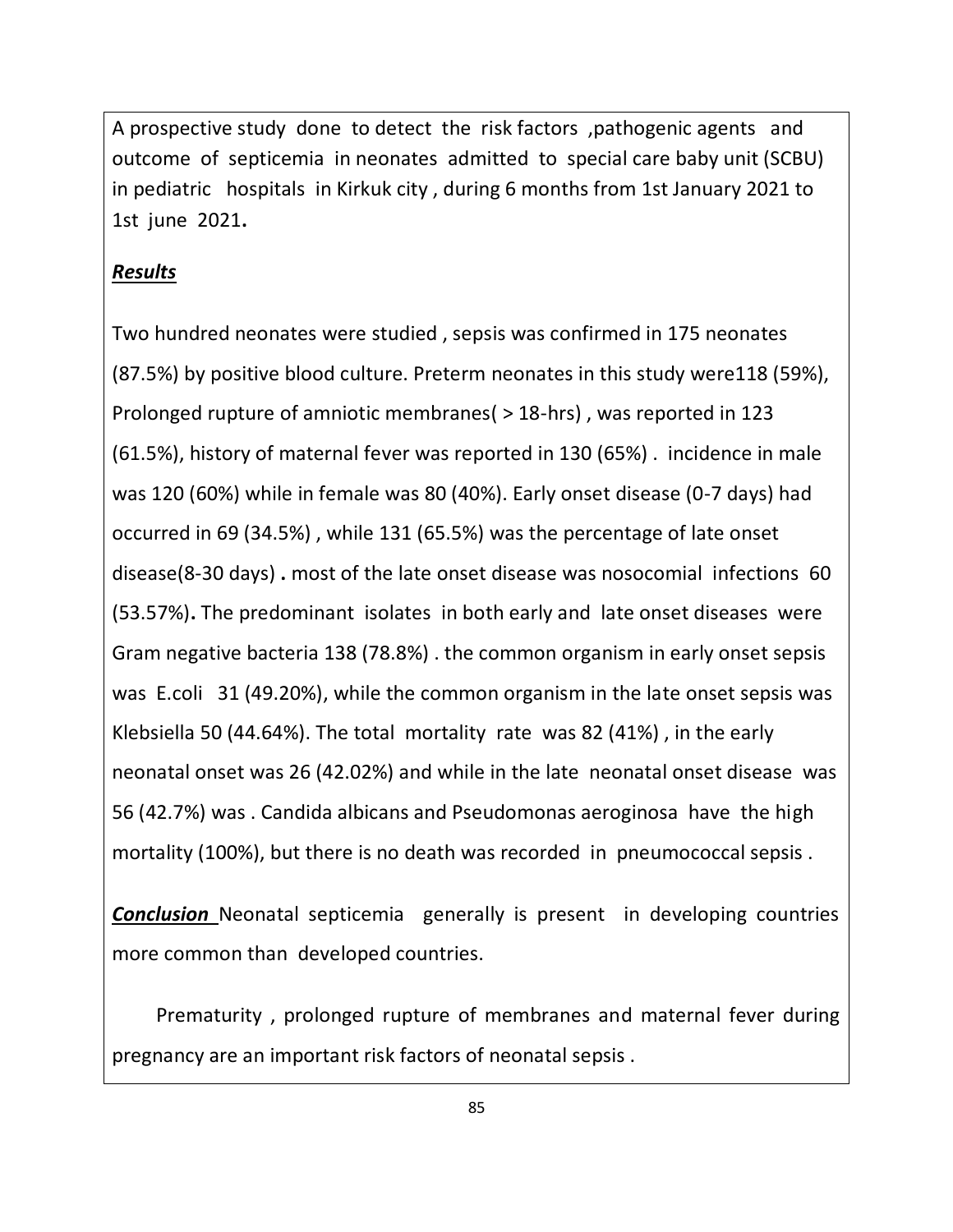A prospective study done to detect the risk factors ,pathogenic agents and outcome of septicemia in neonates admitted to special care baby unit (SCBU) in pediatric hospitals in Kirkuk city , during 6 months from 1st January 2021 to 1st june 2021**.**

***Results***

Two hundred neonates were studied , sepsis was confirmed in 175 neonates (87.5%) by positive blood culture. Preterm neonates in this study were118 (59%), Prolonged rupture of amniotic membranes( > 18-hrs) , was reported in 123 (61.5%), history of maternal fever was reported in 130 (65%) . incidence in male was 120 (60%) while in female was 80 (40%). Early onset disease (0-7 days) had occurred in 69 (34.5%) , while 131 (65.5%) was the percentage of late onset disease(8-30 days) **.** most of the late onset disease was nosocomial infections 60 (53.57%)**.** The predominant isolates in both early and late onset diseases were Gram negative bacteria 138 (78.8%) . the common organism in early onset sepsis was E.coli 31 (49.20%), while the common organism in the late onset sepsis was Klebsiella 50 (44.64%). The total mortality rate was 82 (41%) , in the early neonatal onset was 26 (42.02%) and while in the late neonatal onset disease was 56 (42.7%) was . Candida albicans and Pseudomonas aeroginosa have the high mortality (100%), but there is no death was recorded in pneumococcal sepsis .

***Conclusion*** Neonatal septicemia generally is present in developing countries more common than developed countries.

Prematurity , prolonged rupture of membranes and maternal fever during pregnancy are an important risk factors of neonatal sepsis .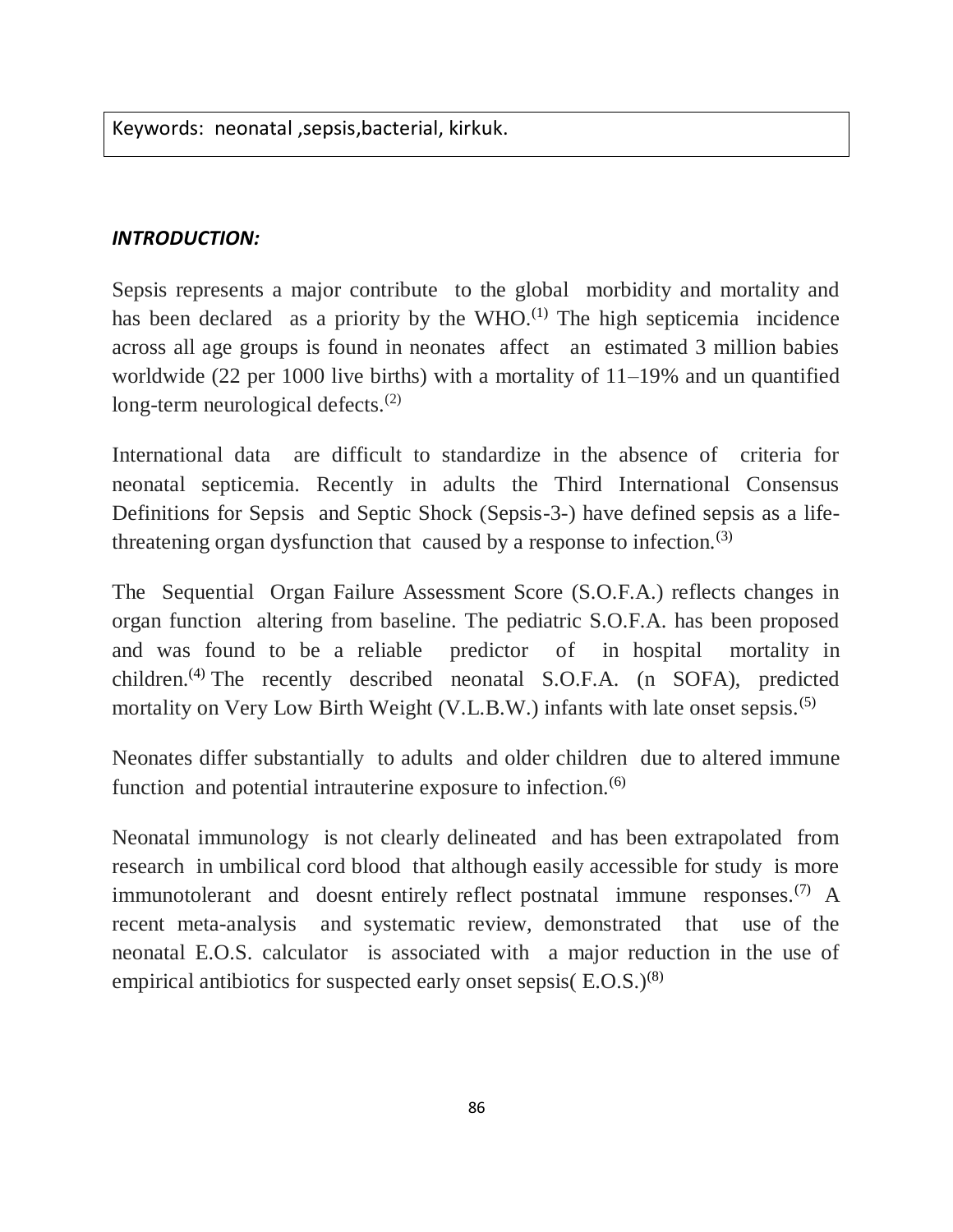Keywords: neonatal ,sepsis,bacterial, kirkuk.

## *INTRODUCTION:*

Sepsis represents a major contribute to the global morbidity and mortality and has been declared as a priority by the WHO.[1] The high septicemia incidence across all age groups is found in neonates affect an estimated 3 million babies worldwide (22 per 1000 live births) with a mortality of 11–19% and un quantified long-term neurological defects.[2]

International data are difficult to standardize in the absence of criteria for neonatal septicemia. Recently in adults the Third International Consensus Definitions for Sepsis and Septic Shock (Sepsis-3-) have defined sepsis as a life-threatening organ dysfunction that caused by a response to infection.[3]

The Sequential Organ Failure Assessment Score (S.O.F.A.) reflects changes in organ function altering from baseline. The pediatric S.O.F.A. has been proposed and was found to be a reliable predictor of in hospital mortality in children.[4] The recently described neonatal S.O.F.A. (n SOFA), predicted mortality on Very Low Birth Weight (V.L.B.W.) infants with late onset sepsis.[5]

Neonates differ substantially to adults and older children due to altered immune function and potential intrauterine exposure to infection.[6]

Neonatal immunology is not clearly delineated and has been extrapolated from research in umbilical cord blood that although easily accessible for study is more immunotolerant and doesnt entirely reflect postnatal immune responses.[7] A recent meta-analysis and systematic review, demonstrated that use of the neonatal E.O.S. calculator is associated with a major reduction in the use of empirical antibiotics for suspected early onset sepsis( E.O.S.)[8]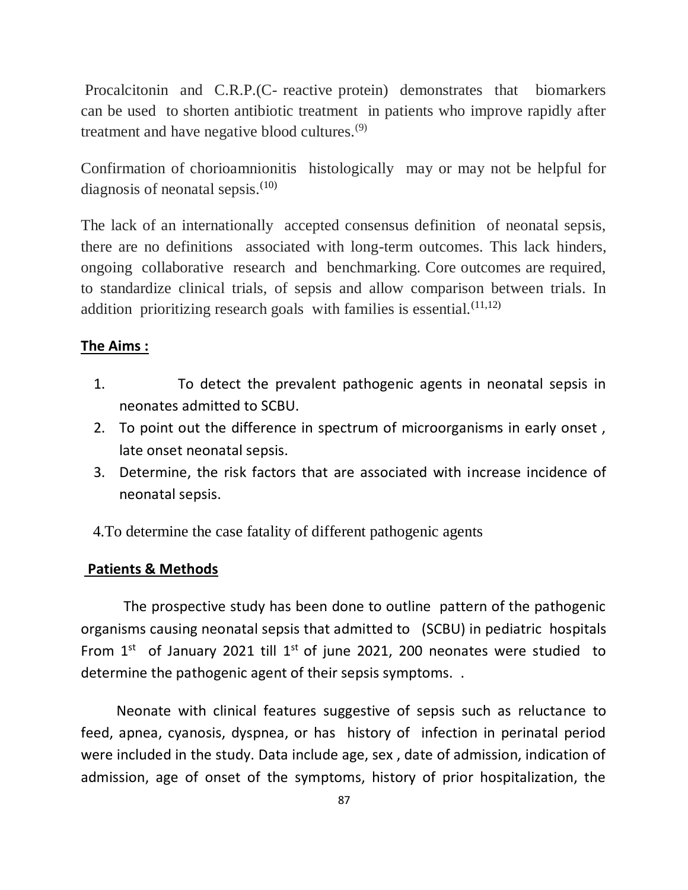Procalcitonin and C.R.P.(C- reactive protein) demonstrates that biomarkers can be used to shorten antibiotic treatment in patients who improve rapidly after treatment and have negative blood cultures.[9]

Confirmation of chorioamnionitis histologically may or may not be helpful for diagnosis of neonatal sepsis.[10]

The lack of an internationally accepted consensus definition of neonatal sepsis, there are no definitions associated with long-term outcomes. This lack hinders, ongoing collaborative research and benchmarking. Core outcomes are required, to standardize clinical trials, of sepsis and allow comparison between trials. In addition prioritizing research goals with families is essential.[11,12]

**The Aims :**

1. To detect the prevalent pathogenic agents in neonatal sepsis in neonates admitted to SCBU.
2. To point out the difference in spectrum of microorganisms in early onset , late onset neonatal sepsis.
3. Determine, the risk factors that are associated with increase incidence of neonatal sepsis.
4. To determine the case fatality of different pathogenic agents

**Patients & Methods**

The prospective study has been done to outline pattern of the pathogenic organisms causing neonatal sepsis that admitted to (SCBU) in pediatric hospitals From 1st of January 2021 till 1st of june 2021, 200 neonates were studied to determine the pathogenic agent of their sepsis symptoms. .

Neonate with clinical features suggestive of sepsis such as reluctance to feed, apnea, cyanosis, dyspnea, or has history of infection in perinatal period were included in the study. Data include age, sex , date of admission, indication of admission, age of onset of the symptoms, history of prior hospitalization, the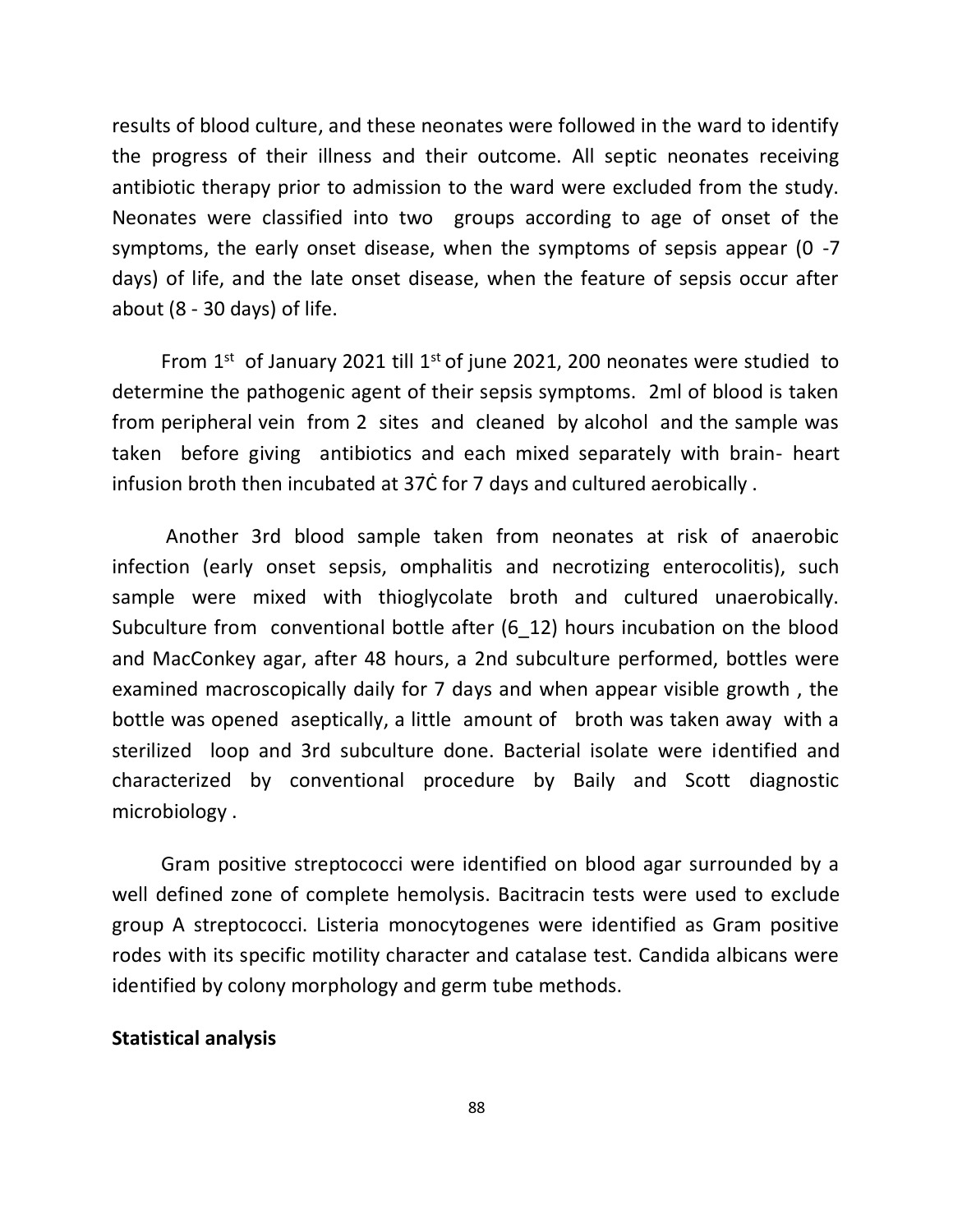results of blood culture, and these neonates were followed in the ward to identify the progress of their illness and their outcome. All septic neonates receiving antibiotic therapy prior to admission to the ward were excluded from the study. Neonates were classified into two groups according to age of onset of the symptoms, the early onset disease, when the symptoms of sepsis appear (0 -7 days) of life, and the late onset disease, when the feature of sepsis occur after about (8 - 30 days) of life.

From 1st of January 2021 till 1st of june 2021, 200 neonates were studied to determine the pathogenic agent of their sepsis symptoms. 2ml of blood is taken from peripheral vein from 2 sites and cleaned by alcohol and the sample was taken before giving antibiotics and each mixed separately with brain- heart infusion broth then incubated at 37Ċ for 7 days and cultured aerobically .

Another 3rd blood sample taken from neonates at risk of anaerobic infection (early onset sepsis, omphalitis and necrotizing enterocolitis), such sample were mixed with thioglycolate broth and cultured unaerobically. Subculture from conventional bottle after (6_12) hours incubation on the blood and MacConkey agar, after 48 hours, a 2nd subculture performed, bottles were examined macroscopically daily for 7 days and when appear visible growth , the bottle was opened aseptically, a little amount of broth was taken away with a sterilized loop and 3rd subculture done. Bacterial isolate were identified and characterized by conventional procedure by Baily and Scott diagnostic microbiology .

Gram positive streptococci were identified on blood agar surrounded by a well defined zone of complete hemolysis. Bacitracin tests were used to exclude group A streptococci. Listeria monocytogenes were identified as Gram positive rodes with its specific motility character and catalase test. Candida albicans were identified by colony morphology and germ tube methods.

**Statistical analysis**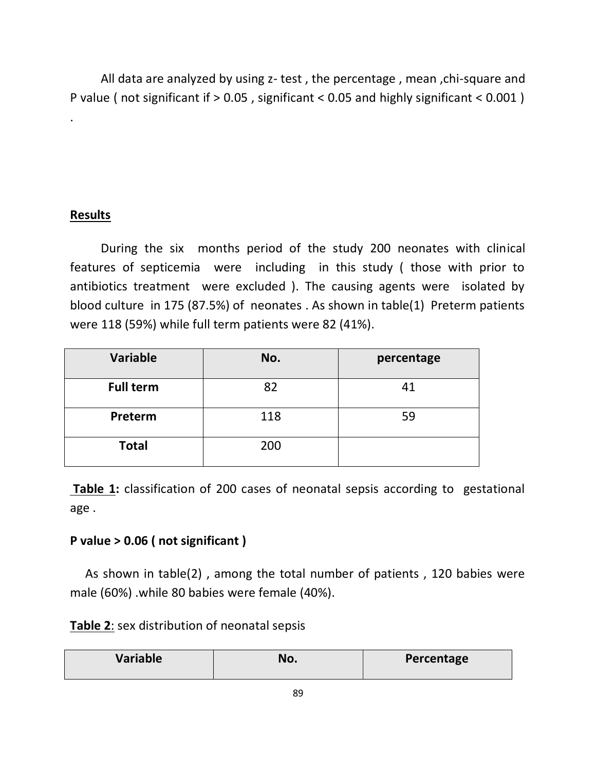All data are analyzed by using z- test , the percentage , mean ,chi-square and P value ( not significant if > 0.05 , significant < 0.05 and highly significant < 0.001 ) .

## Results

During the six months period of the study 200 neonates with clinical features of septicemia were including in this study ( those with prior to antibiotics treatment were excluded ). The causing agents were isolated by blood culture in 175 (87.5%) of neonates . As shown in table(1) Preterm patients were 118 (59%) while full term patients were 82 (41%).

| Variable | No. | percentage |
|---|---|---|
| **Full term** | 82 | 41 |
| **Preterm** | 118 | 59 |
| **Total** | 200 | |

**Table 1:** classification of 200 cases of neonatal sepsis according to gestational age .

**P value > 0.06 ( not significant )**

As shown in table(2) , among the total number of patients , 120 babies were male (60%) .while 80 babies were female (40%).

**Table 2**: sex distribution of neonatal sepsis

| Variable | No. | Percentage |
|---|---|---|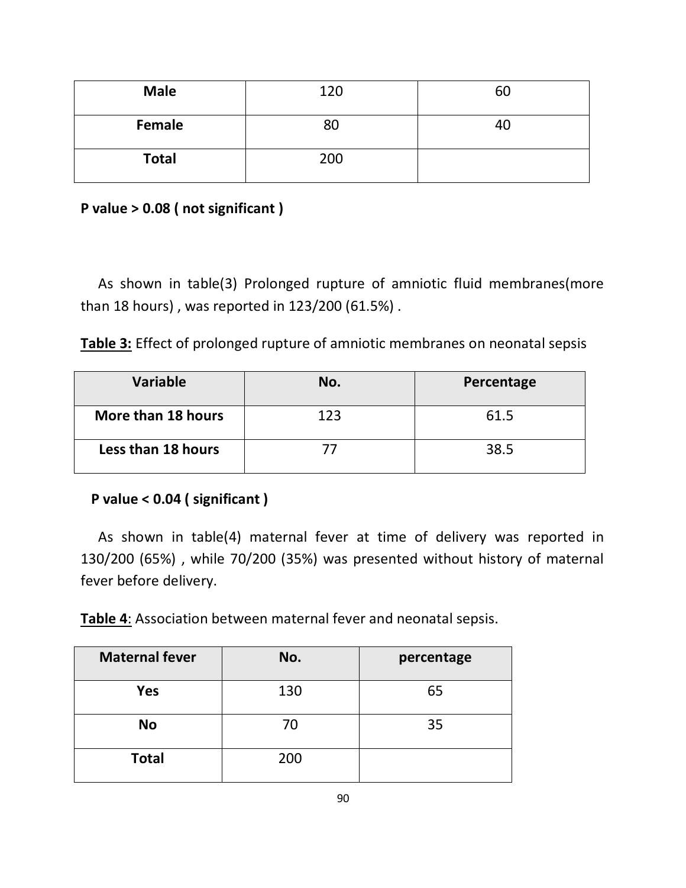| Male | 120 | 60 |
|---|---|---|
| Female | 80 | 40 |
| Total | 200 | |

**P value > 0.08 ( not significant )**

As shown in table(3) Prolonged rupture of amniotic fluid membranes(more than 18 hours) , was reported in 123/200 (61.5%) .

**Table 3:** Effect of prolonged rupture of amniotic membranes on neonatal sepsis

| Variable | No. | Percentage |
|---|---|---|
| More than 18 hours | 123 | 61.5 |
| Less than 18 hours | 77 | 38.5 |

**P value < 0.04 ( significant )**

As shown in table(4) maternal fever at time of delivery was reported in 130/200 (65%) , while 70/200 (35%) was presented without history of maternal fever before delivery.

**Table 4**: Association between maternal fever and neonatal sepsis.

| Maternal fever | No. | percentage |
|---|---|---|
| Yes | 130 | 65 |
| No | 70 | 35 |
| Total | 200 | |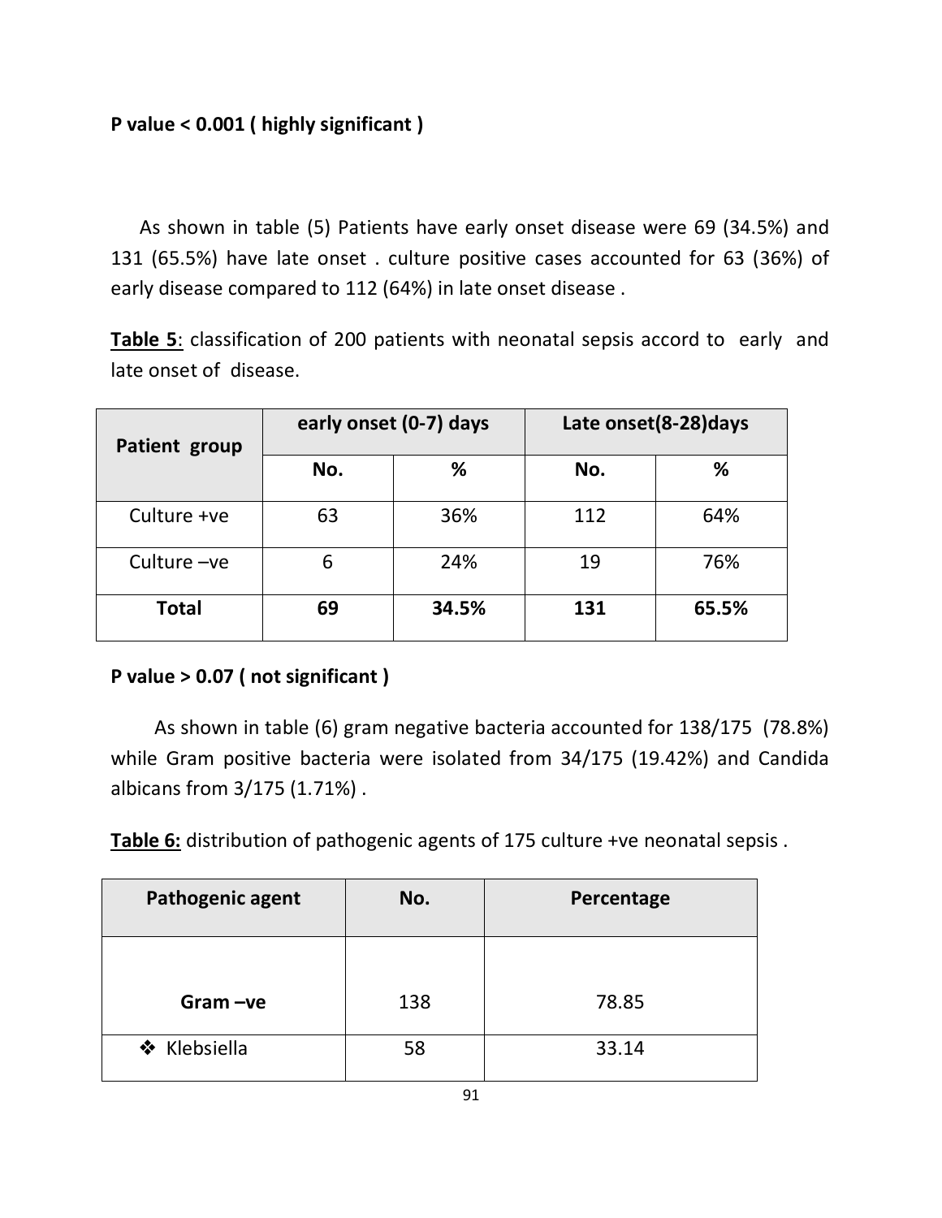**P value < 0.001 ( highly significant )**

As shown in table (5) Patients have early onset disease were 69 (34.5%) and 131 (65.5%) have late onset . culture positive cases accounted for 63 (36%) of early disease compared to 112 (64%) in late onset disease .

**Table 5**: classification of 200 patients with neonatal sepsis accord to early and late onset of disease.

| Patient group | early onset (0-7) days | | Late onset(8-28)days | |
|---|---|---|---|---|
| | No. | % | No. | % |
| Culture +ve | 63 | 36% | 112 | 64% |
| Culture –ve | 6 | 24% | 19 | 76% |
| **Total** | **69** | **34.5%** | **131** | **65.5%** |

**P value > 0.07 ( not significant )**

As shown in table (6) gram negative bacteria accounted for 138/175 (78.8%) while Gram positive bacteria were isolated from 34/175 (19.42%) and Candida albicans from 3/175 (1.71%) .

**Table 6:** distribution of pathogenic agents of 175 culture +ve neonatal sepsis .

| Pathogenic agent | No. | Percentage |
|---|---|---|
| **Gram –ve** | 138 | 78.85 |
| ❖ Klebsiella | 58 | 33.14 |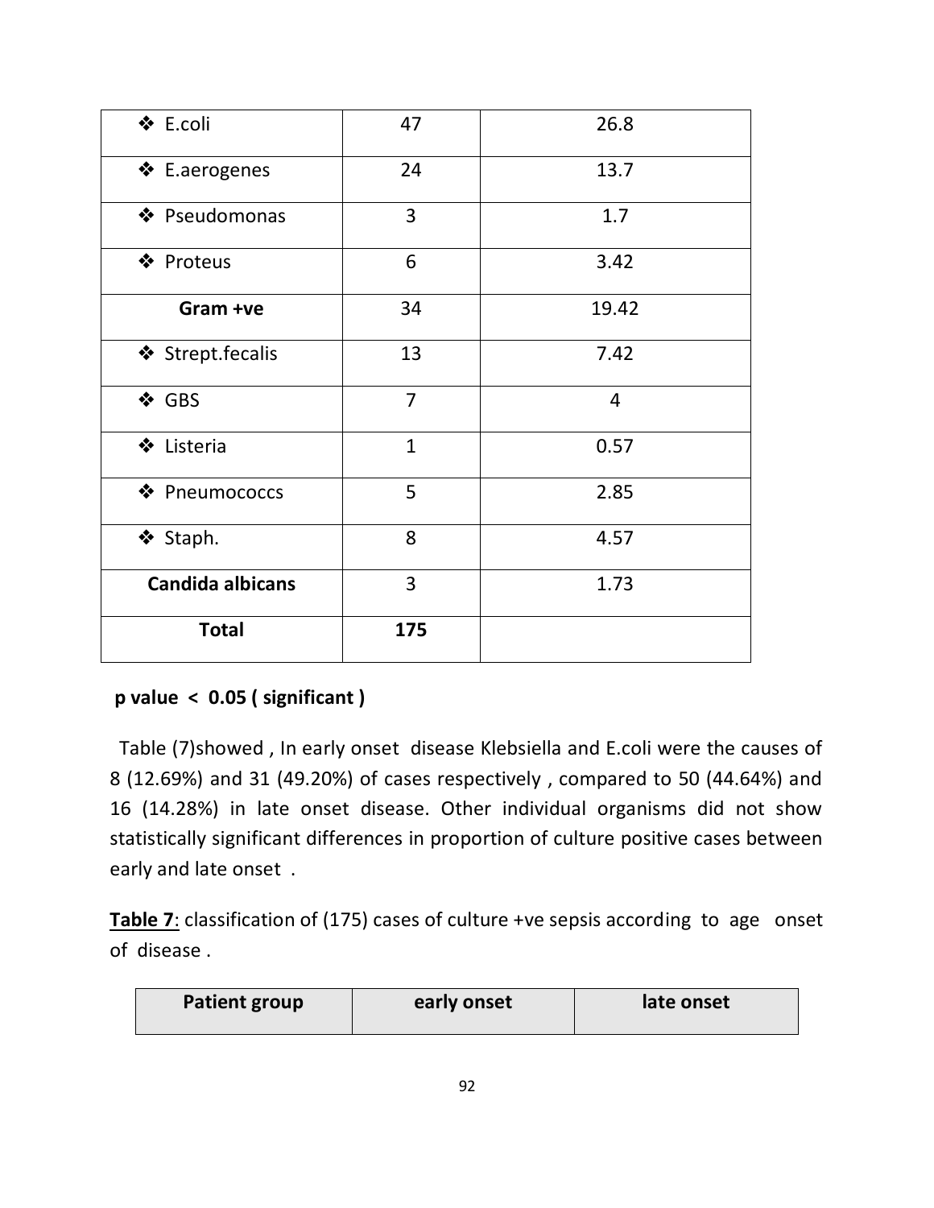| | | |
|---|---|---|
| ❖ E.coli | 47 | 26.8 |
| ❖ E.aerogenes | 24 | 13.7 |
| ❖ Pseudomonas | 3 | 1.7 |
| ❖ Proteus | 6 | 3.42 |
| **Gram +ve** | 34 | 19.42 |
| ❖ Strept.fecalis | 13 | 7.42 |
| ❖ GBS | 7 | 4 |
| ❖ Listeria | 1 | 0.57 |
| ❖ Pneumococcs | 5 | 2.85 |
| ❖ Staph. | 8 | 4.57 |
| **Candida albicans** | 3 | 1.73 |
| **Total** | **175** | |

**p value < 0.05 ( significant )**

Table (7)showed , In early onset disease Klebsiella and E.coli were the causes of 8 (12.69%) and 31 (49.20%) of cases respectively , compared to 50 (44.64%) and 16 (14.28%) in late onset disease. Other individual organisms did not show statistically significant differences in proportion of culture positive cases between early and late onset .

**Table 7**: classification of (175) cases of culture +ve sepsis according to age onset of disease .

| Patient group | early onset | late onset |
|---|---|---|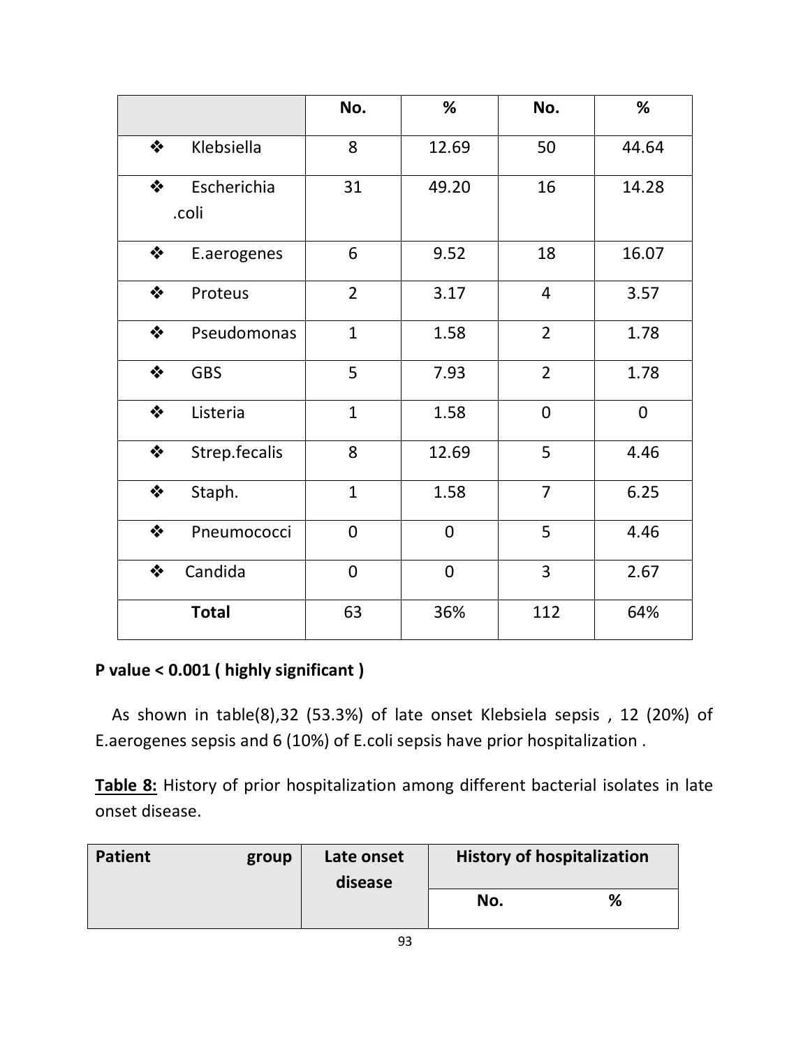| | No. | % | No. | % |
|---|---|---|---|---|
| ❖ Klebsiella | 8 | 12.69 | 50 | 44.64 |
| ❖ Escherichia .coli | 31 | 49.20 | 16 | 14.28 |
| ❖ E.aerogenes | 6 | 9.52 | 18 | 16.07 |
| ❖ Proteus | 2 | 3.17 | 4 | 3.57 |
| ❖ Pseudomonas | 1 | 1.58 | 2 | 1.78 |
| ❖ GBS | 5 | 7.93 | 2 | 1.78 |
| ❖ Listeria | 1 | 1.58 | 0 | 0 |
| ❖ Strep.fecalis | 8 | 12.69 | 5 | 4.46 |
| ❖ Staph. | 1 | 1.58 | 7 | 6.25 |
| ❖ Pneumococci | 0 | 0 | 5 | 4.46 |
| ❖ Candida | 0 | 0 | 3 | 2.67 |
| **Total** | 63 | 36% | 112 | 64% |

**P value < 0.001 ( highly significant )**

As shown in table(8),32 (53.3%) of late onset Klebsiela sepsis , 12 (20%) of E.aerogenes sepsis and 6 (10%) of E.coli sepsis have prior hospitalization .

**Table 8:** History of prior hospitalization among different bacterial isolates in late onset disease.

| **Patient group** | **Late onset disease** | **History of hospitalization** | |
|---|---|---|---|
| | | **No.** | **%** |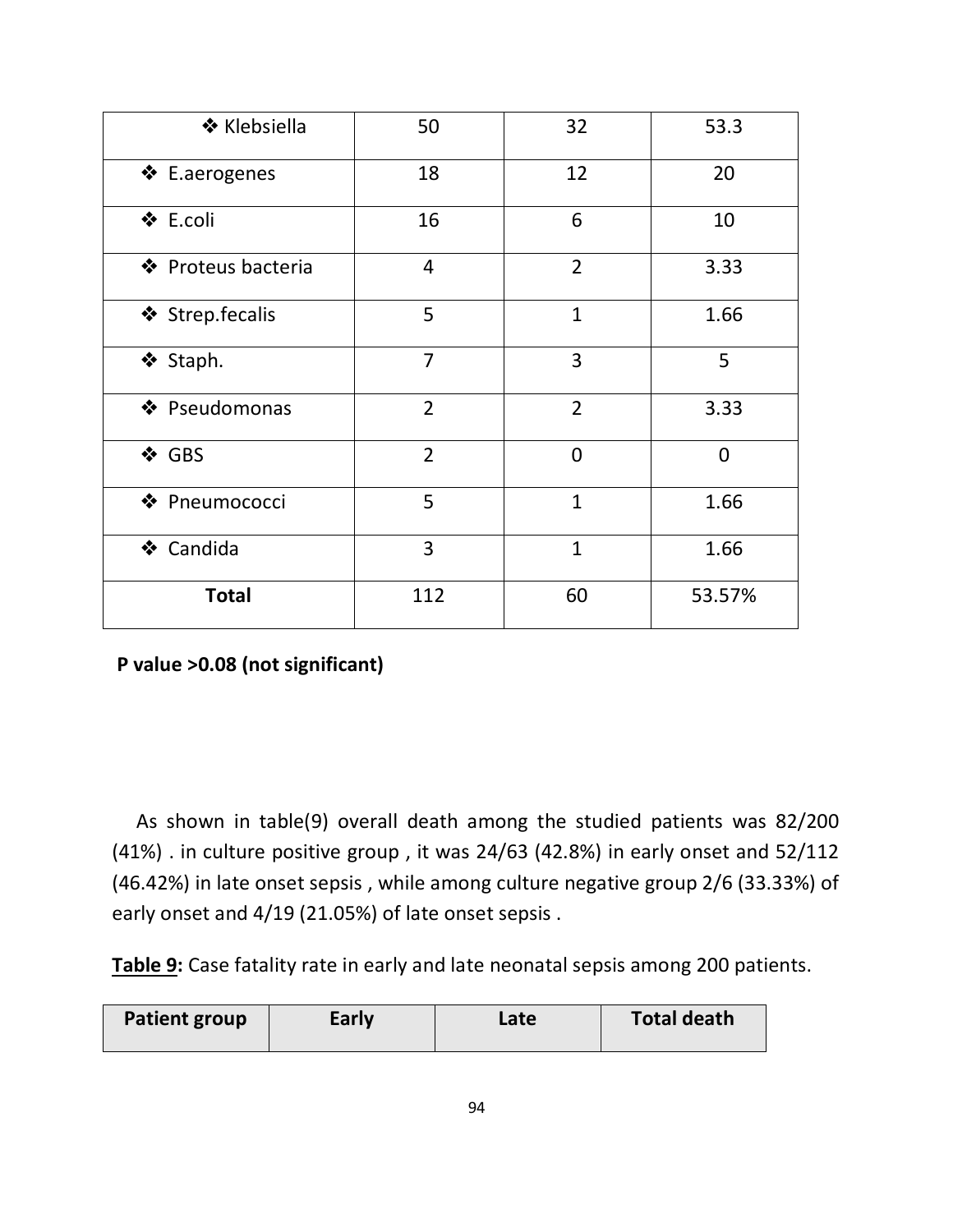| | | | |
|---|---|---|---|
| ❖ Klebsiella | 50 | 32 | 53.3 |
| ❖ E.aerogenes | 18 | 12 | 20 |
| ❖ E.coli | 16 | 6 | 10 |
| ❖ Proteus bacteria | 4 | 2 | 3.33 |
| ❖ Strep.fecalis | 5 | 1 | 1.66 |
| ❖ Staph. | 7 | 3 | 5 |
| ❖ Pseudomonas | 2 | 2 | 3.33 |
| ❖ GBS | 2 | 0 | 0 |
| ❖ Pneumococci | 5 | 1 | 1.66 |
| ❖ Candida | 3 | 1 | 1.66 |
| **Total** | 112 | 60 | 53.57% |

**P value >0.08 (not significant)**

As shown in table(9) overall death among the studied patients was 82/200 (41%) . in culture positive group , it was 24/63 (42.8%) in early onset and 52/112 (46.42%) in late onset sepsis , while among culture negative group 2/6 (33.33%) of early onset and 4/19 (21.05%) of late onset sepsis .

**Table 9:** Case fatality rate in early and late neonatal sepsis among 200 patients.

| Patient group | Early | Late | Total death |
|---|---|---|---|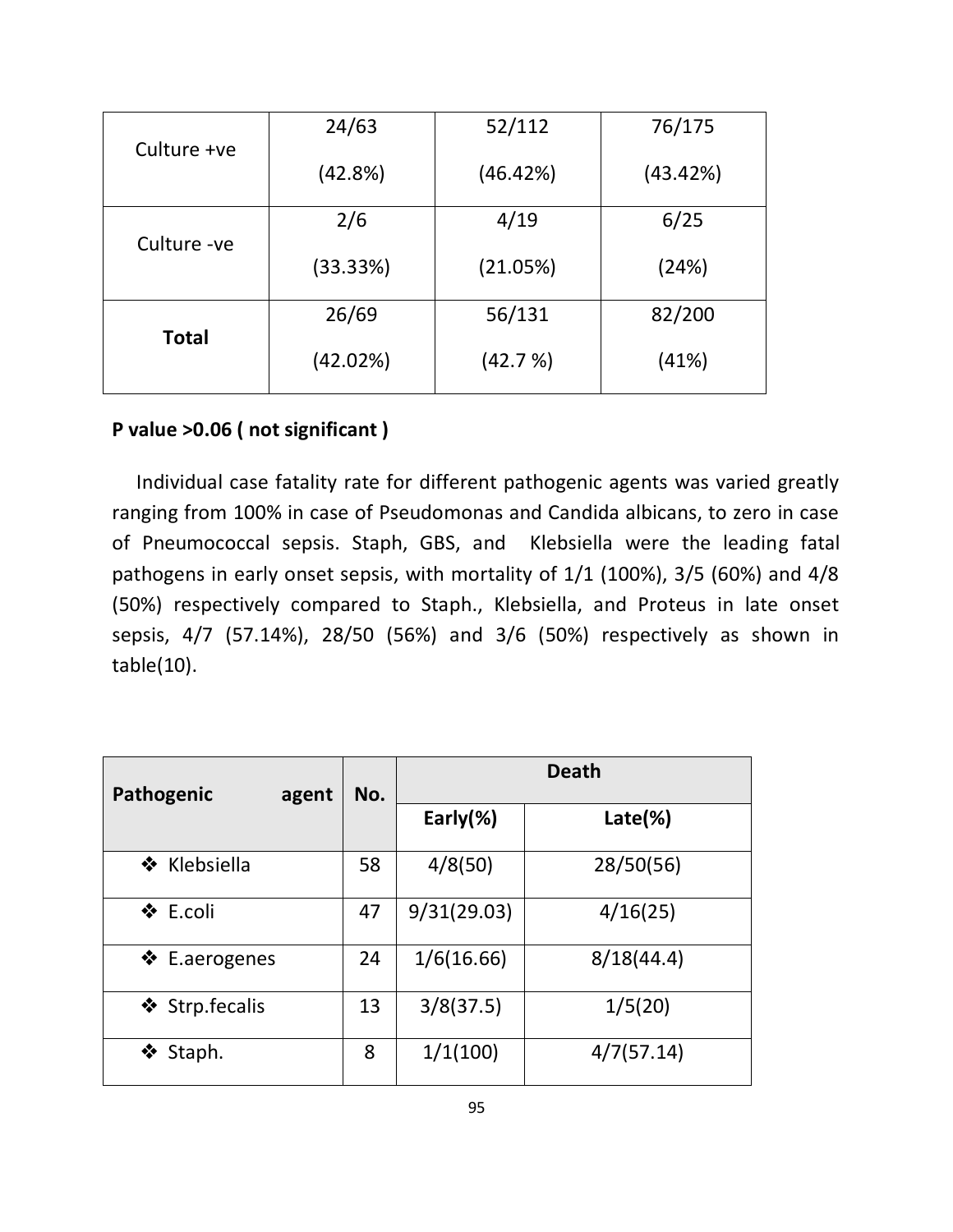| Culture +ve | 24/63 (42.8%) | 52/112 (46.42%) | 76/175 (43.42%) |
|---|---|---|---|
| Culture -ve | 2/6 (33.33%) | 4/19 (21.05%) | 6/25 (24%) |
| **Total** | 26/69 (42.02%) | 56/131 (42.7 %) | 82/200 (41%) |

**P value >0.06 ( not significant )**

Individual case fatality rate for different pathogenic agents was varied greatly ranging from 100% in case of Pseudomonas and Candida albicans, to zero in case of Pneumococcal sepsis. Staph, GBS, and Klebsiella were the leading fatal pathogens in early onset sepsis, with mortality of 1/1 (100%), 3/5 (60%) and 4/8 (50%) respectively compared to Staph., Klebsiella, and Proteus in late onset sepsis, 4/7 (57.14%), 28/50 (56%) and 3/6 (50%) respectively as shown in table(10).

| **Pathogenic agent** | **No.** | **Death** | |
|---|---|---|---|
| | | **Early(%)** | **Late(%)** |
| ❖ Klebsiella | 58 | 4/8(50) | 28/50(56) |
| ❖ E.coli | 47 | 9/31(29.03) | 4/16(25) |
| ❖ E.aerogenes | 24 | 1/6(16.66) | 8/18(44.4) |
| ❖ Strp.fecalis | 13 | 3/8(37.5) | 1/5(20) |
| ❖ Staph. | 8 | 1/1(100) | 4/7(57.14) |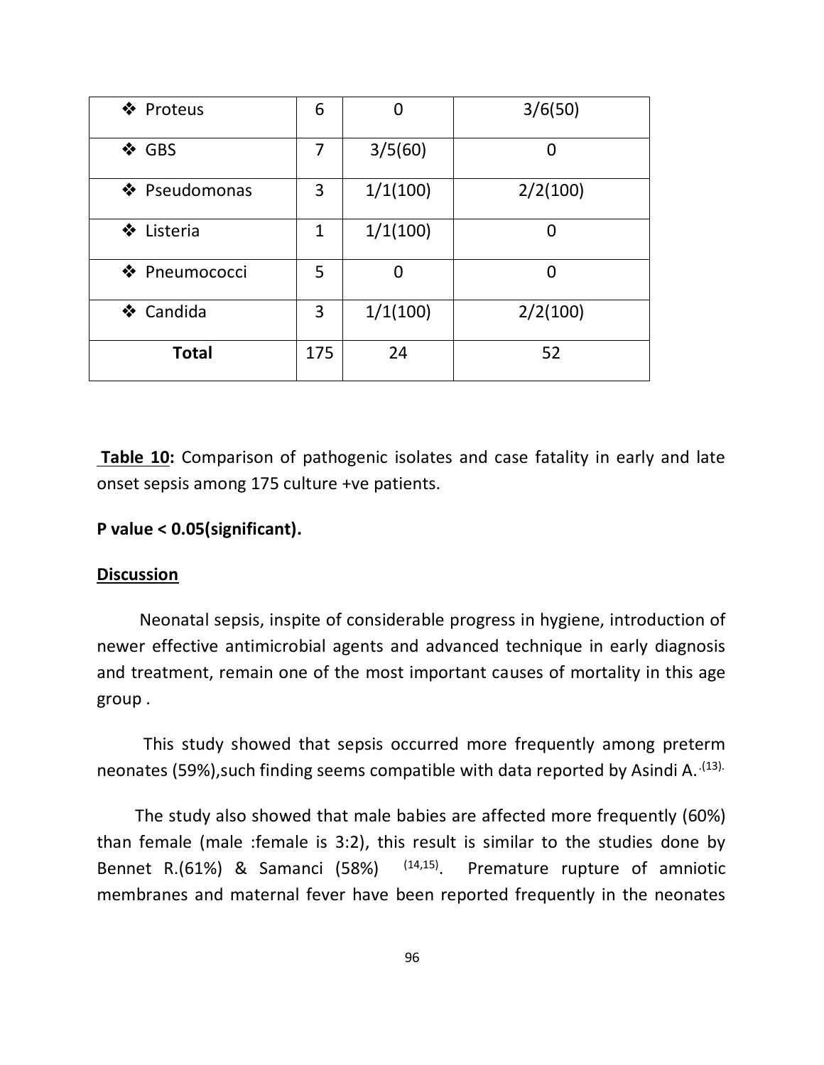| | | | |
|---|---|---|---|
| ❖ Proteus | 6 | 0 | 3/6(50) |
| ❖ GBS | 7 | 3/5(60) | 0 |
| ❖ Pseudomonas | 3 | 1/1(100) | 2/2(100) |
| ❖ Listeria | 1 | 1/1(100) | 0 |
| ❖ Pneumococci | 5 | 0 | 0 |
| ❖ Candida | 3 | 1/1(100) | 2/2(100) |
| **Total** | 175 | 24 | 52 |

**Table 10:** Comparison of pathogenic isolates and case fatality in early and late onset sepsis among 175 culture +ve patients.

**P value < 0.05(significant).**

## Discussion

Neonatal sepsis, inspite of considerable progress in hygiene, introduction of newer effective antimicrobial agents and advanced technique in early diagnosis and treatment, remain one of the most important causes of mortality in this age group .

This study showed that sepsis occurred more frequently among preterm neonates (59%),such finding seems compatible with data reported by Asindi A. [13].

The study also showed that male babies are affected more frequently (60%) than female (male :female is 3:2), this result is similar to the studies done by Bennet R.(61%) & Samanci (58%) [14,15]. Premature rupture of amniotic membranes and maternal fever have been reported frequently in the neonates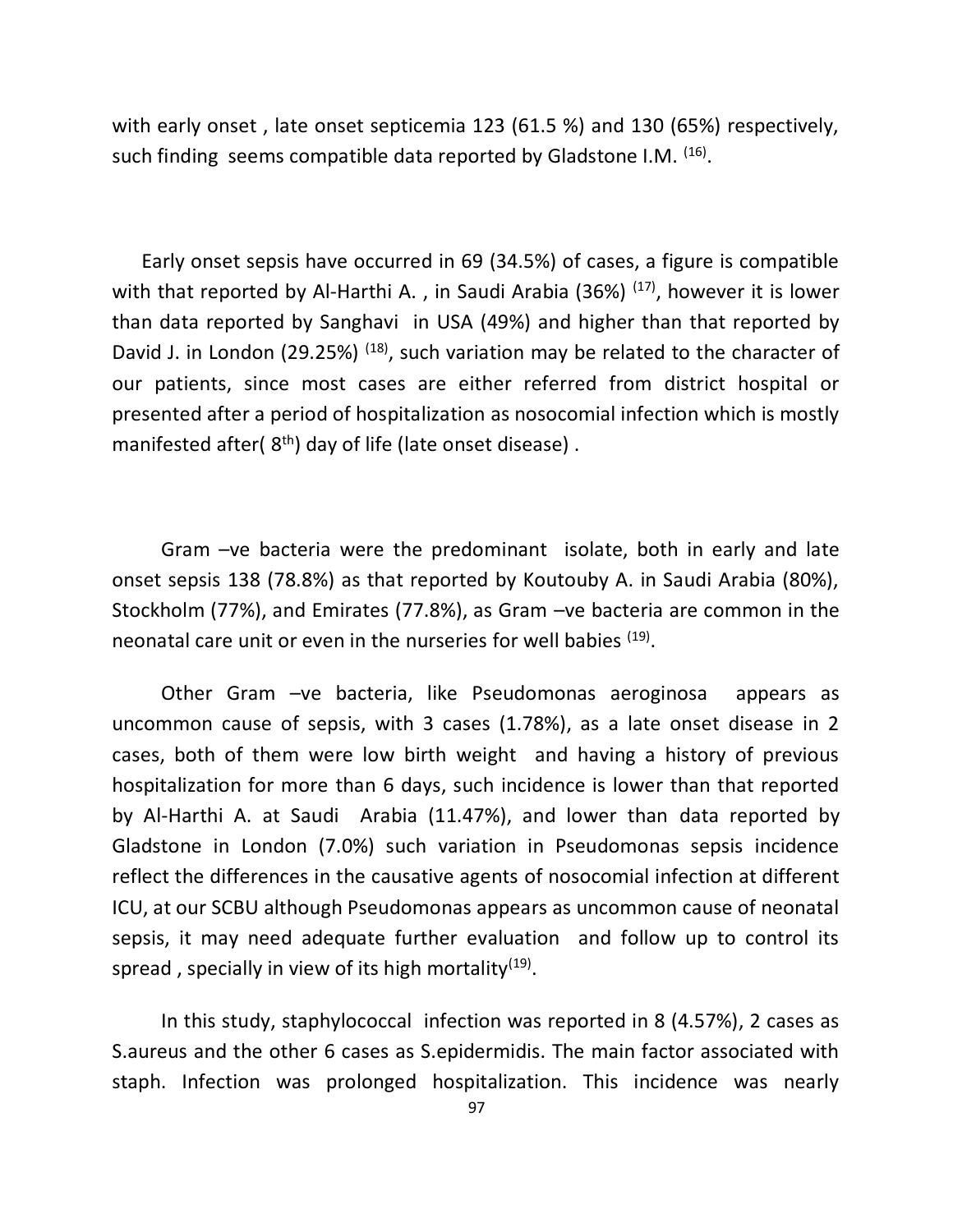with early onset , late onset septicemia 123 (61.5 %) and 130 (65%) respectively, such finding seems compatible data reported by Gladstone I.M. [16].

Early onset sepsis have occurred in 69 (34.5%) of cases, a figure is compatible with that reported by Al-Harthi A. , in Saudi Arabia (36%) [17], however it is lower than data reported by Sanghavi in USA (49%) and higher than that reported by David J. in London (29.25%) [18], such variation may be related to the character of our patients, since most cases are either referred from district hospital or presented after a period of hospitalization as nosocomial infection which is mostly manifested after( 8$^{th}$) day of life (late onset disease) .

Gram –ve bacteria were the predominant isolate, both in early and late onset sepsis 138 (78.8%) as that reported by Koutouby A. in Saudi Arabia (80%), Stockholm (77%), and Emirates (77.8%), as Gram –ve bacteria are common in the neonatal care unit or even in the nurseries for well babies [19].

Other Gram –ve bacteria, like Pseudomonas aeroginosa appears as uncommon cause of sepsis, with 3 cases (1.78%), as a late onset disease in 2 cases, both of them were low birth weight and having a history of previous hospitalization for more than 6 days, such incidence is lower than that reported by Al-Harthi A. at Saudi Arabia (11.47%), and lower than data reported by Gladstone in London (7.0%) such variation in Pseudomonas sepsis incidence reflect the differences in the causative agents of nosocomial infection at different ICU, at our SCBU although Pseudomonas appears as uncommon cause of neonatal sepsis, it may need adequate further evaluation and follow up to control its spread , specially in view of its high mortality[19].

In this study, staphylococcal infection was reported in 8 (4.57%), 2 cases as S.aureus and the other 6 cases as S.epidermidis. The main factor associated with staph. Infection was prolonged hospitalization. This incidence was nearly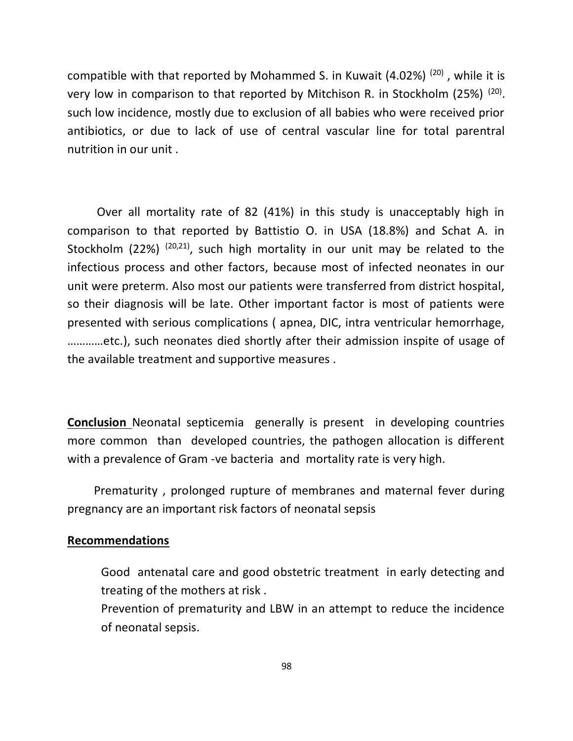compatible with that reported by Mohammed S. in Kuwait (4.02%) [20] , while it is very low in comparison to that reported by Mitchison R. in Stockholm (25%) [20]. such low incidence, mostly due to exclusion of all babies who were received prior antibiotics, or due to lack of use of central vascular line for total parentral nutrition in our unit .

Over all mortality rate of 82 (41%) in this study is unacceptably high in comparison to that reported by Battistio O. in USA (18.8%) and Schat A. in Stockholm (22%) [20,21], such high mortality in our unit may be related to the infectious process and other factors, because most of infected neonates in our unit were preterm. Also most our patients were transferred from district hospital, so their diagnosis will be late. Other important factor is most of patients were presented with serious complications ( apnea, DIC, intra ventricular hemorrhage, …………etc.), such neonates died shortly after their admission inspite of usage of the available treatment and supportive measures .

**Conclusion** Neonatal septicemia generally is present in developing countries more common than developed countries, the pathogen allocation is different with a prevalence of Gram -ve bacteria and mortality rate is very high.

Prematurity , prolonged rupture of membranes and maternal fever during pregnancy are an important risk factors of neonatal sepsis

**Recommendations**

Good antenatal care and good obstetric treatment in early detecting and treating of the mothers at risk .

Prevention of prematurity and LBW in an attempt to reduce the incidence of neonatal sepsis.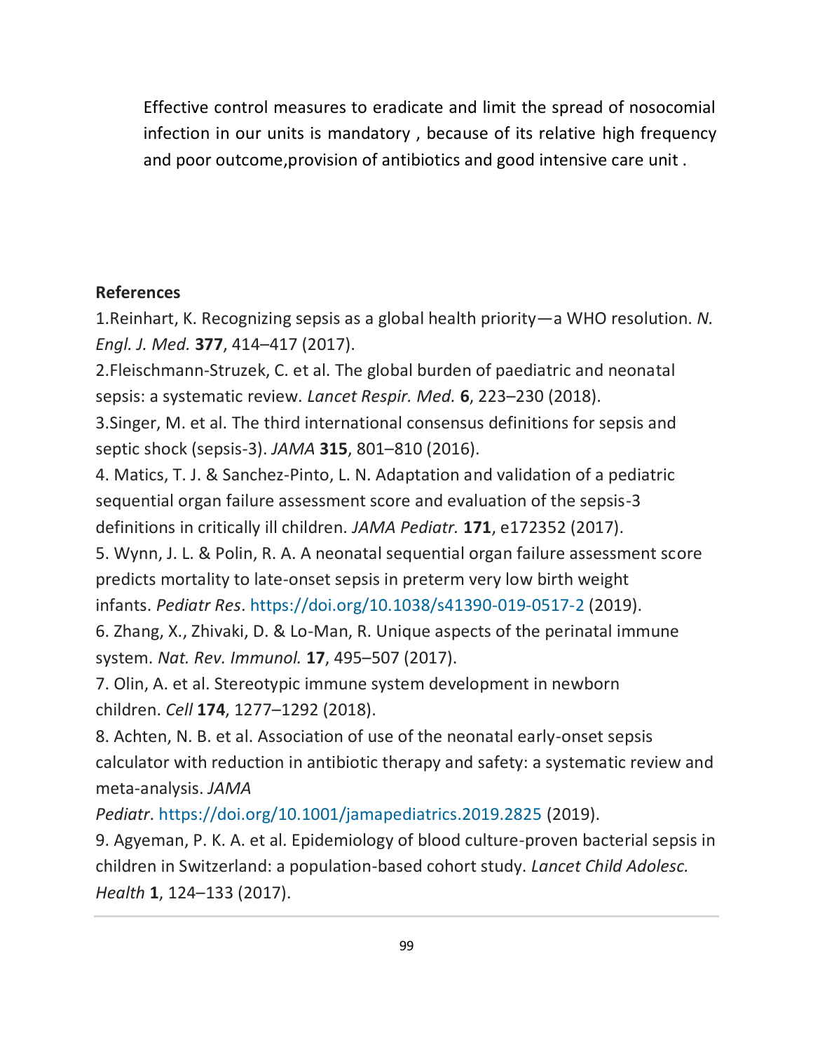Effective control measures to eradicate and limit the spread of nosocomial infection in our units is mandatory , because of its relative high frequency and poor outcome,provision of antibiotics and good intensive care unit .

**References**

1.Reinhart, K. Recognizing sepsis as a global health priority—a WHO resolution. *N. Engl. J. Med.* **377**, 414–417 (2017).

2.Fleischmann-Struzek, C. et al. The global burden of paediatric and neonatal sepsis: a systematic review. *Lancet Respir. Med.* **6**, 223–230 (2018).

3.Singer, M. et al. The third international consensus definitions for sepsis and septic shock (sepsis-3). *JAMA* **315**, 801–810 (2016).

4. Matics, T. J. & Sanchez-Pinto, L. N. Adaptation and validation of a pediatric sequential organ failure assessment score and evaluation of the sepsis-3 definitions in critically ill children. *JAMA Pediatr.* **171**, e172352 (2017).

5. Wynn, J. L. & Polin, R. A. A neonatal sequential organ failure assessment score predicts mortality to late-onset sepsis in preterm very low birth weight infants. *Pediatr Res*. https://doi.org/10.1038/s41390-019-0517-2 (2019).

6. Zhang, X., Zhivaki, D. & Lo-Man, R. Unique aspects of the perinatal immune system. *Nat. Rev. Immunol.* **17**, 495–507 (2017).

7. Olin, A. et al. Stereotypic immune system development in newborn children. *Cell* **174**, 1277–1292 (2018).

8. Achten, N. B. et al. Association of use of the neonatal early-onset sepsis calculator with reduction in antibiotic therapy and safety: a systematic review and meta-analysis. *JAMA Pediatr*. https://doi.org/10.1001/jamapediatrics.2019.2825 (2019).

9. Agyeman, P. K. A. et al. Epidemiology of blood culture-proven bacterial sepsis in children in Switzerland: a population-based cohort study. *Lancet Child Adolesc. Health* **1**, 124–133 (2017).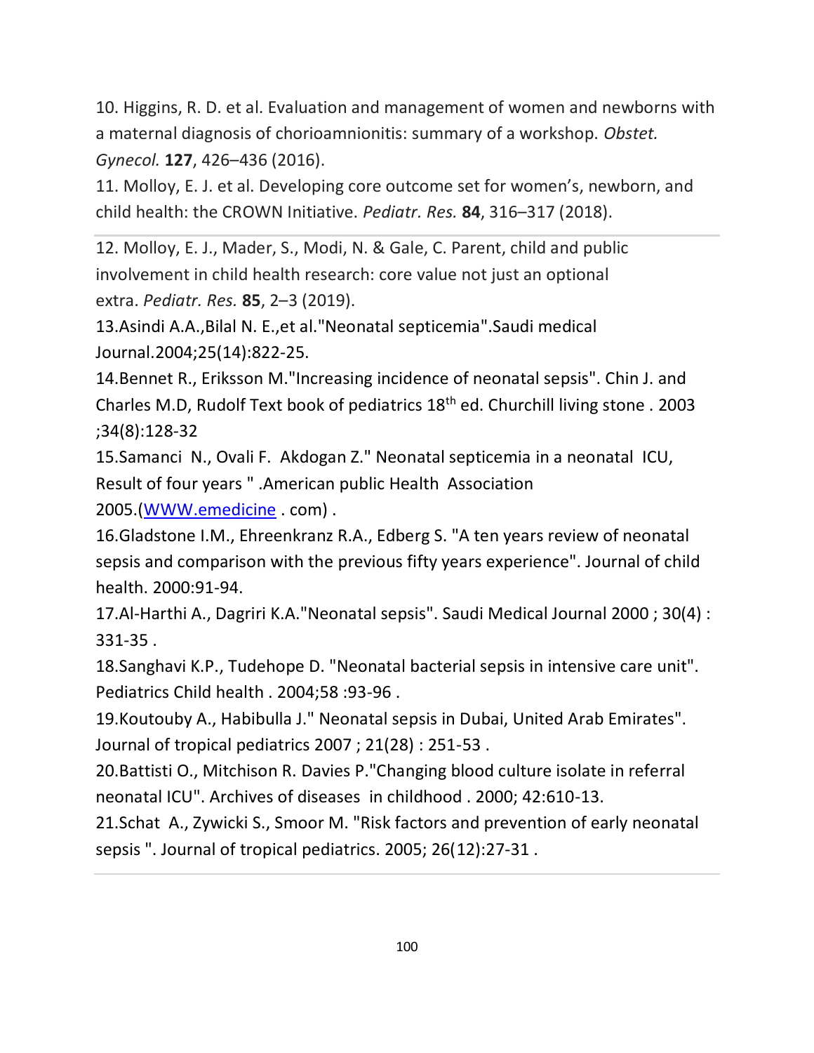10. Higgins, R. D. et al. Evaluation and management of women and newborns with a maternal diagnosis of chorioamnionitis: summary of a workshop. *Obstet. Gynecol.* **127**, 426–436 (2016).

11. Molloy, E. J. et al. Developing core outcome set for women's, newborn, and child health: the CROWN Initiative. *Pediatr. Res.* **84**, 316–317 (2018).

---

12. Molloy, E. J., Mader, S., Modi, N. & Gale, C. Parent, child and public involvement in child health research: core value not just an optional extra. *Pediatr. Res.* **85**, 2–3 (2019).

13.Asindi A.A.,Bilal N. E.,et al."Neonatal septicemia".Saudi medical Journal.2004;25(14):822-25.

14.Bennet R., Eriksson M."Increasing incidence of neonatal sepsis". Chin J. and Charles M.D, Rudolf Text book of pediatrics 18th ed. Churchill living stone . 2003 ;34(8):128-32

15.Samanci N., Ovali F. Akdogan Z." Neonatal septicemia in a neonatal ICU, Result of four years " .American public Health Association 2005.(WWW.emedicine . com) .

16.Gladstone I.M., Ehreenkranz R.A., Edberg S. "A ten years review of neonatal sepsis and comparison with the previous fifty years experience". Journal of child health. 2000:91-94.

17.Al-Harthi A., Dagriri K.A."Neonatal sepsis". Saudi Medical Journal 2000 ; 30(4) : 331-35 .

18.Sanghavi K.P., Tudehope D. "Neonatal bacterial sepsis in intensive care unit". Pediatrics Child health . 2004;58 :93-96 .

19.Koutouby A., Habibulla J." Neonatal sepsis in Dubai, United Arab Emirates". Journal of tropical pediatrics 2007 ; 21(28) : 251-53 .

20.Battisti O., Mitchison R. Davies P."Changing blood culture isolate in referral neonatal ICU". Archives of diseases in childhood . 2000; 42:610-13.

21.Schat A., Zywicki S., Smoor M. "Risk factors and prevention of early neonatal sepsis ". Journal of tropical pediatrics. 2005; 26(12):27-31 .